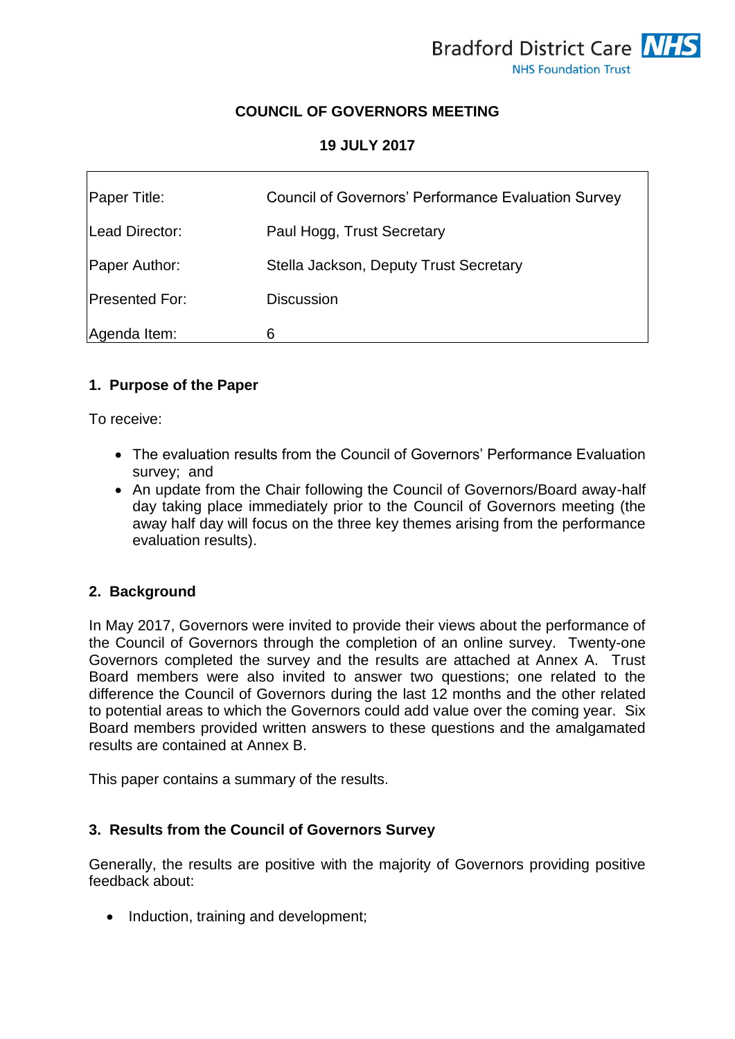Bradford District Care NHS
NHS Foundation Trust

# COUNCIL OF GOVERNORS MEETING

## 19 JULY 2017

| | |
|---|---|
| Paper Title: | Council of Governors' Performance Evaluation Survey |
| Lead Director: | Paul Hogg, Trust Secretary |
| Paper Author: | Stella Jackson, Deputy Trust Secretary |
| Presented For: | Discussion |
| Agenda Item: | 6 |

## 1. Purpose of the Paper

To receive:

- The evaluation results from the Council of Governors' Performance Evaluation survey; and
- An update from the Chair following the Council of Governors/Board away-half day taking place immediately prior to the Council of Governors meeting (the away half day will focus on the three key themes arising from the performance evaluation results).

## 2. Background

In May 2017, Governors were invited to provide their views about the performance of the Council of Governors through the completion of an online survey. Twenty-one Governors completed the survey and the results are attached at Annex A. Trust Board members were also invited to answer two questions; one related to the difference the Council of Governors during the last 12 months and the other related to potential areas to which the Governors could add value over the coming year. Six Board members provided written answers to these questions and the amalgamated results are contained at Annex B.

This paper contains a summary of the results.

## 3. Results from the Council of Governors Survey

Generally, the results are positive with the majority of Governors providing positive feedback about:

- Induction, training and development;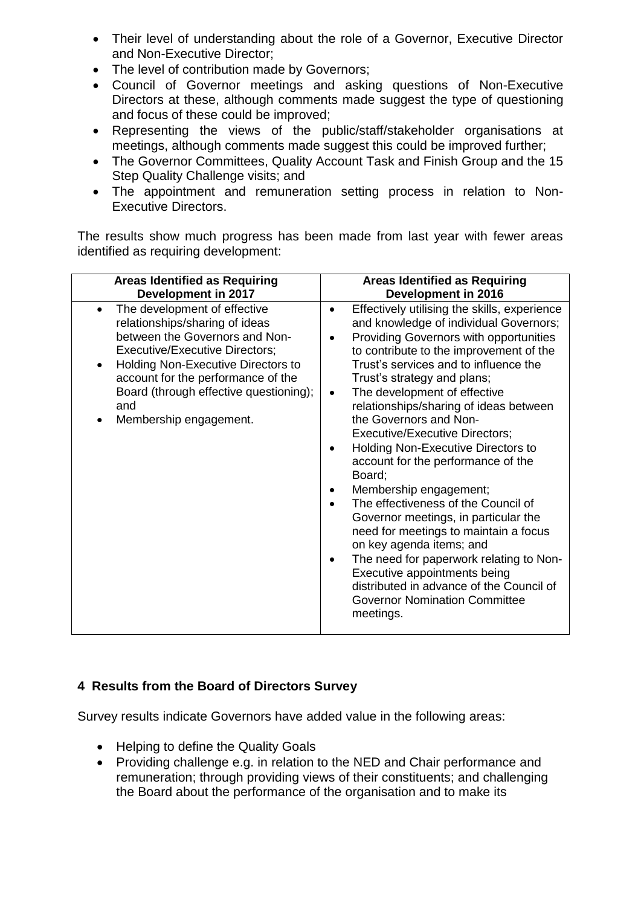- Their level of understanding about the role of a Governor, Executive Director and Non-Executive Director;
- The level of contribution made by Governors;
- Council of Governor meetings and asking questions of Non-Executive Directors at these, although comments made suggest the type of questioning and focus of these could be improved;
- Representing the views of the public/staff/stakeholder organisations at meetings, although comments made suggest this could be improved further;
- The Governor Committees, Quality Account Task and Finish Group and the 15 Step Quality Challenge visits; and
- The appointment and remuneration setting process in relation to Non-Executive Directors.

The results show much progress has been made from last year with fewer areas identified as requiring development:

| Areas Identified as Requiring Development in 2017 | Areas Identified as Requiring Development in 2016 |
|---|---|
| • The development of effective relationships/sharing of ideas between the Governors and Non-Executive/Executive Directors;<br>• Holding Non-Executive Directors to account for the performance of the Board (through effective questioning); and<br>• Membership engagement. | • Effectively utilising the skills, experience and knowledge of individual Governors;<br>• Providing Governors with opportunities to contribute to the improvement of the Trust's services and to influence the Trust's strategy and plans;<br>• The development of effective relationships/sharing of ideas between the Governors and Non-Executive/Executive Directors;<br>• Holding Non-Executive Directors to account for the performance of the Board;<br>• Membership engagement;<br>• The effectiveness of the Council of Governor meetings, in particular the need for meetings to maintain a focus on key agenda items; and<br>• The need for paperwork relating to Non-Executive appointments being distributed in advance of the Council of Governor Nomination Committee meetings. |

## 4 Results from the Board of Directors Survey

Survey results indicate Governors have added value in the following areas:

- Helping to define the Quality Goals
- Providing challenge e.g. in relation to the NED and Chair performance and remuneration; through providing views of their constituents; and challenging the Board about the performance of the organisation and to make its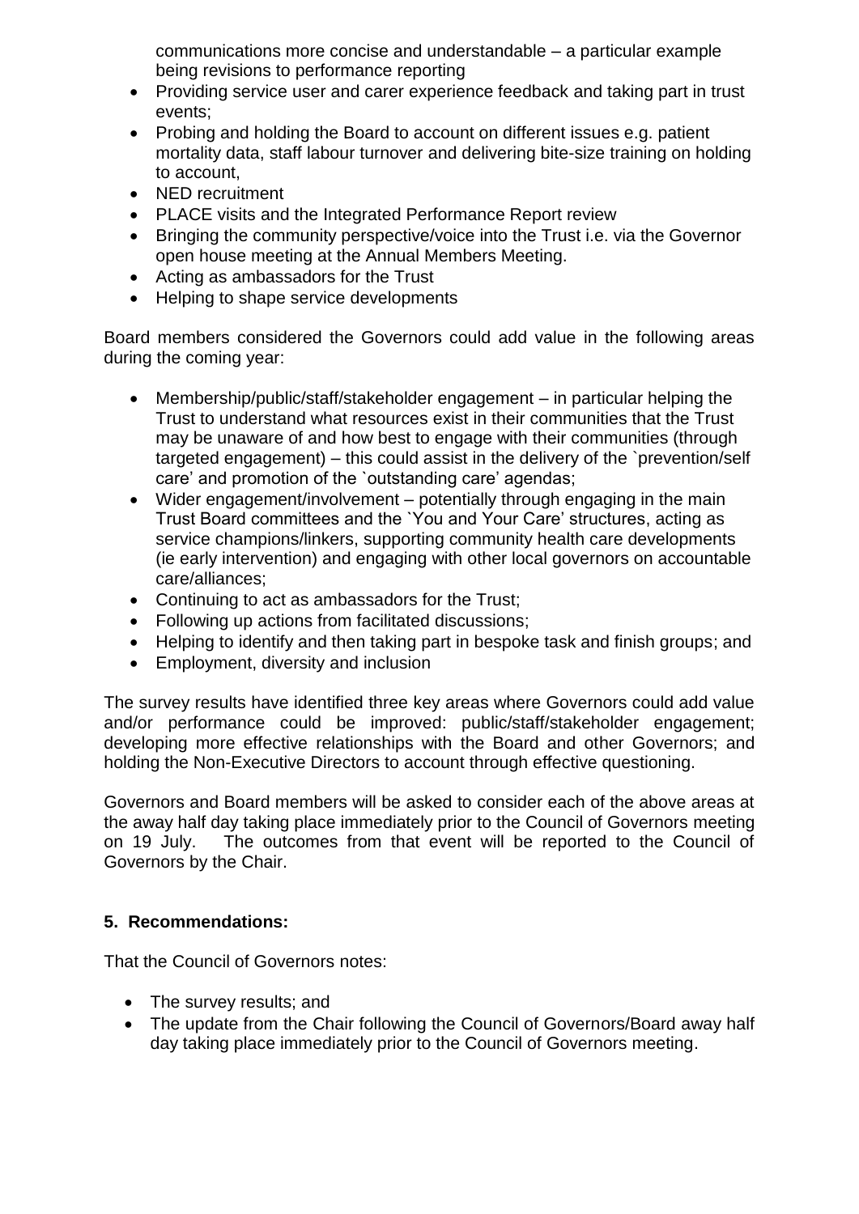communications more concise and understandable – a particular example being revisions to performance reporting

- Providing service user and carer experience feedback and taking part in trust events;
- Probing and holding the Board to account on different issues e.g. patient mortality data, staff labour turnover and delivering bite-size training on holding to account,
- NED recruitment
- PLACE visits and the Integrated Performance Report review
- Bringing the community perspective/voice into the Trust i.e. via the Governor open house meeting at the Annual Members Meeting.
- Acting as ambassadors for the Trust
- Helping to shape service developments

Board members considered the Governors could add value in the following areas during the coming year:

- Membership/public/staff/stakeholder engagement – in particular helping the Trust to understand what resources exist in their communities that the Trust may be unaware of and how best to engage with their communities (through targeted engagement) – this could assist in the delivery of the `prevention/self care' and promotion of the `outstanding care' agendas;
- Wider engagement/involvement – potentially through engaging in the main Trust Board committees and the `You and Your Care' structures, acting as service champions/linkers, supporting community health care developments (ie early intervention) and engaging with other local governors on accountable care/alliances;
- Continuing to act as ambassadors for the Trust;
- Following up actions from facilitated discussions;
- Helping to identify and then taking part in bespoke task and finish groups; and
- Employment, diversity and inclusion

The survey results have identified three key areas where Governors could add value and/or performance could be improved: public/staff/stakeholder engagement; developing more effective relationships with the Board and other Governors; and holding the Non-Executive Directors to account through effective questioning.

Governors and Board members will be asked to consider each of the above areas at the away half day taking place immediately prior to the Council of Governors meeting on 19 July. The outcomes from that event will be reported to the Council of Governors by the Chair.

## 5. Recommendations:

That the Council of Governors notes:

- The survey results; and
- The update from the Chair following the Council of Governors/Board away half day taking place immediately prior to the Council of Governors meeting.